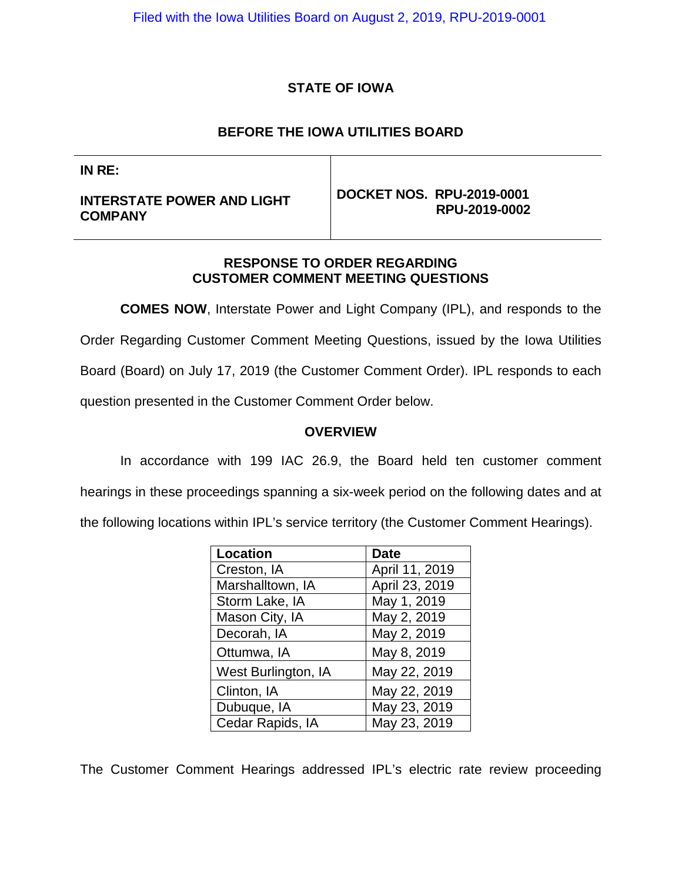Filed with the Iowa Utilities Board on August 2, 2019, RPU-2019-0001

**STATE OF IOWA**

**BEFORE THE IOWA UTILITIES BOARD**

| IN RE: INTERSTATE POWER AND LIGHT COMPANY | DOCKET NOS. RPU-2019-0001 RPU-2019-0002 |
|---|---|

**RESPONSE TO ORDER REGARDING CUSTOMER COMMENT MEETING QUESTIONS**

**COMES NOW**, Interstate Power and Light Company (IPL), and responds to the Order Regarding Customer Comment Meeting Questions, issued by the Iowa Utilities Board (Board) on July 17, 2019 (the Customer Comment Order). IPL responds to each question presented in the Customer Comment Order below.

**OVERVIEW**

In accordance with 199 IAC 26.9, the Board held ten customer comment hearings in these proceedings spanning a six-week period on the following dates and at the following locations within IPL's service territory (the Customer Comment Hearings).

| Location | Date |
|---|---|
| Creston, IA | April 11, 2019 |
| Marshalltown, IA | April 23, 2019 |
| Storm Lake, IA | May 1, 2019 |
| Mason City, IA | May 2, 2019 |
| Decorah, IA | May 2, 2019 |
| Ottumwa, IA | May 8, 2019 |
| West Burlington, IA | May 22, 2019 |
| Clinton, IA | May 22, 2019 |
| Dubuque, IA | May 23, 2019 |
| Cedar Rapids, IA | May 23, 2019 |

The Customer Comment Hearings addressed IPL's electric rate review proceeding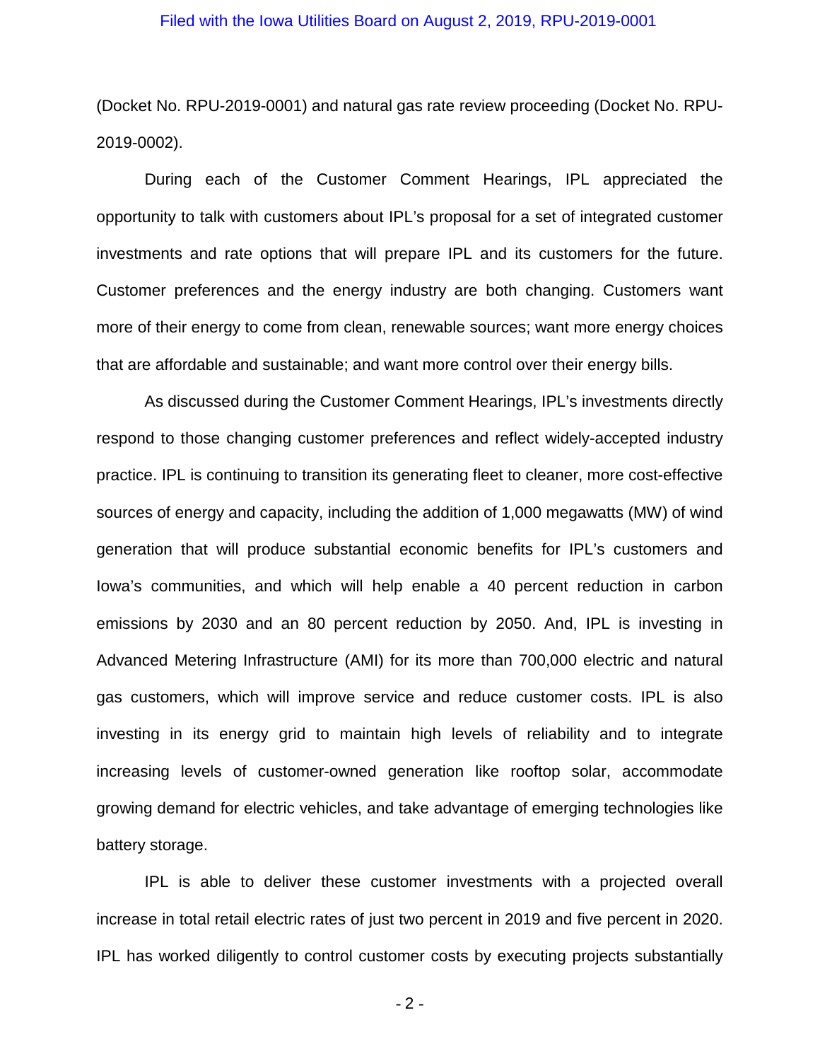(Docket No. RPU-2019-0001) and natural gas rate review proceeding (Docket No. RPU-2019-0002).

During each of the Customer Comment Hearings, IPL appreciated the opportunity to talk with customers about IPL's proposal for a set of integrated customer investments and rate options that will prepare IPL and its customers for the future. Customer preferences and the energy industry are both changing. Customers want more of their energy to come from clean, renewable sources; want more energy choices that are affordable and sustainable; and want more control over their energy bills.

As discussed during the Customer Comment Hearings, IPL's investments directly respond to those changing customer preferences and reflect widely-accepted industry practice. IPL is continuing to transition its generating fleet to cleaner, more cost-effective sources of energy and capacity, including the addition of 1,000 megawatts (MW) of wind generation that will produce substantial economic benefits for IPL's customers and Iowa's communities, and which will help enable a 40 percent reduction in carbon emissions by 2030 and an 80 percent reduction by 2050. And, IPL is investing in Advanced Metering Infrastructure (AMI) for its more than 700,000 electric and natural gas customers, which will improve service and reduce customer costs. IPL is also investing in its energy grid to maintain high levels of reliability and to integrate increasing levels of customer-owned generation like rooftop solar, accommodate growing demand for electric vehicles, and take advantage of emerging technologies like battery storage.

IPL is able to deliver these customer investments with a projected overall increase in total retail electric rates of just two percent in 2019 and five percent in 2020. IPL has worked diligently to control customer costs by executing projects substantially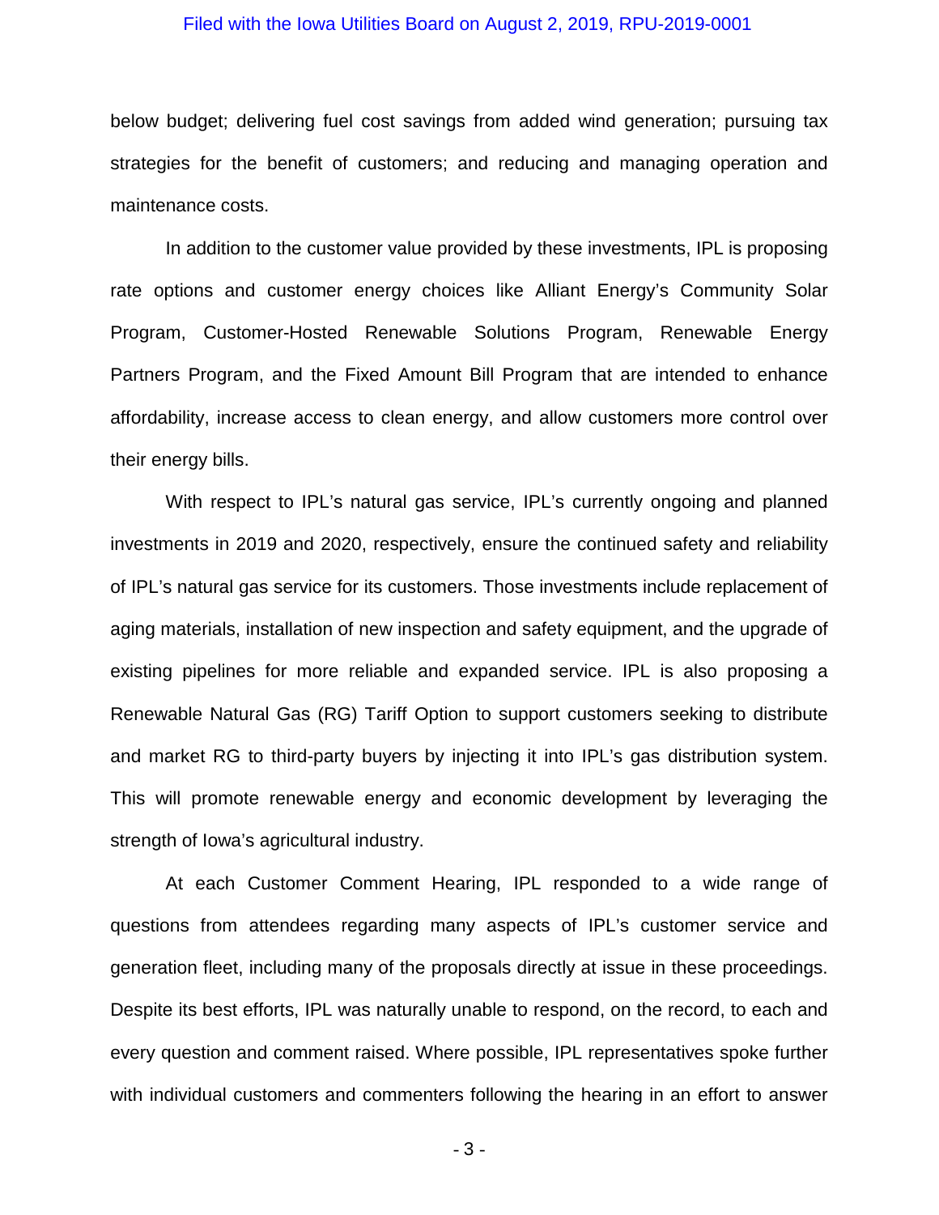below budget; delivering fuel cost savings from added wind generation; pursuing tax strategies for the benefit of customers; and reducing and managing operation and maintenance costs.

In addition to the customer value provided by these investments, IPL is proposing rate options and customer energy choices like Alliant Energy's Community Solar Program, Customer-Hosted Renewable Solutions Program, Renewable Energy Partners Program, and the Fixed Amount Bill Program that are intended to enhance affordability, increase access to clean energy, and allow customers more control over their energy bills.

With respect to IPL's natural gas service, IPL's currently ongoing and planned investments in 2019 and 2020, respectively, ensure the continued safety and reliability of IPL's natural gas service for its customers. Those investments include replacement of aging materials, installation of new inspection and safety equipment, and the upgrade of existing pipelines for more reliable and expanded service. IPL is also proposing a Renewable Natural Gas (RG) Tariff Option to support customers seeking to distribute and market RG to third-party buyers by injecting it into IPL's gas distribution system. This will promote renewable energy and economic development by leveraging the strength of Iowa's agricultural industry.

At each Customer Comment Hearing, IPL responded to a wide range of questions from attendees regarding many aspects of IPL's customer service and generation fleet, including many of the proposals directly at issue in these proceedings. Despite its best efforts, IPL was naturally unable to respond, on the record, to each and every question and comment raised. Where possible, IPL representatives spoke further with individual customers and commenters following the hearing in an effort to answer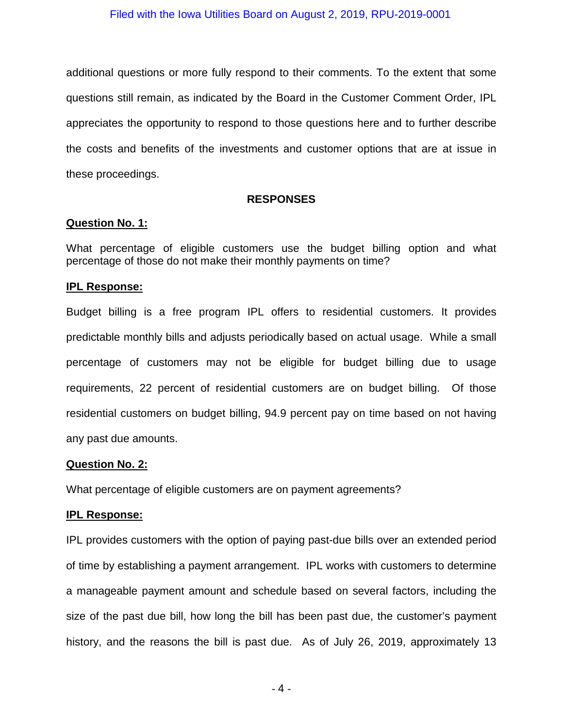additional questions or more fully respond to their comments. To the extent that some questions still remain, as indicated by the Board in the Customer Comment Order, IPL appreciates the opportunity to respond to those questions here and to further describe the costs and benefits of the investments and customer options that are at issue in these proceedings.

## RESPONSES

**Question No. 1:**

What percentage of eligible customers use the budget billing option and what percentage of those do not make their monthly payments on time?

**IPL Response:**

Budget billing is a free program IPL offers to residential customers. It provides predictable monthly bills and adjusts periodically based on actual usage. While a small percentage of customers may not be eligible for budget billing due to usage requirements, 22 percent of residential customers are on budget billing. Of those residential customers on budget billing, 94.9 percent pay on time based on not having any past due amounts.

**Question No. 2:**

What percentage of eligible customers are on payment agreements?

**IPL Response:**

IPL provides customers with the option of paying past-due bills over an extended period of time by establishing a payment arrangement. IPL works with customers to determine a manageable payment amount and schedule based on several factors, including the size of the past due bill, how long the bill has been past due, the customer's payment history, and the reasons the bill is past due. As of July 26, 2019, approximately 13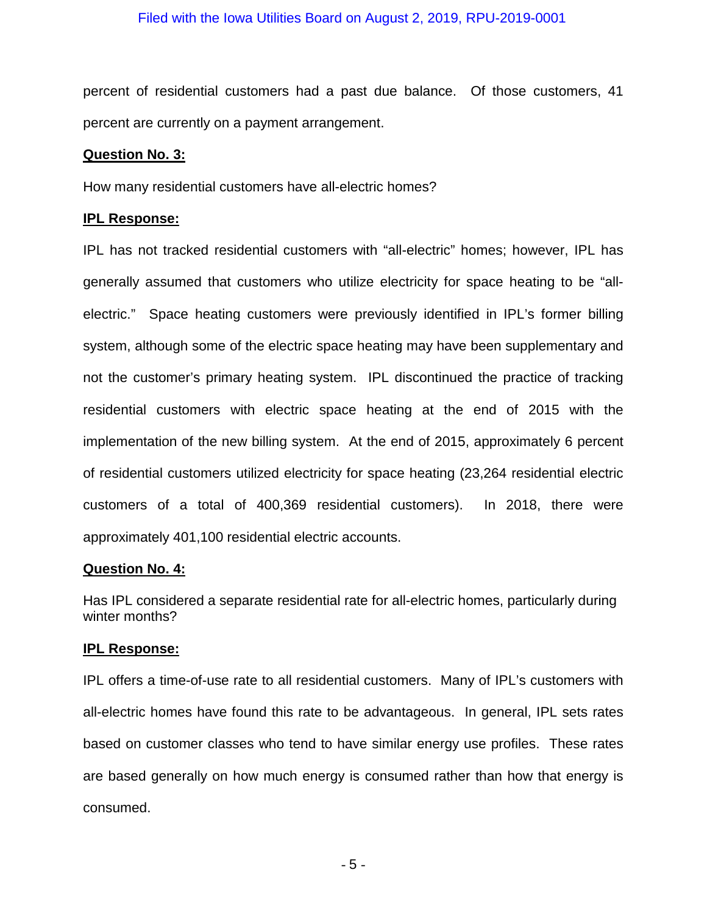percent of residential customers had a past due balance. Of those customers, 41 percent are currently on a payment arrangement.

**Question No. 3:**

How many residential customers have all-electric homes?

**IPL Response:**

IPL has not tracked residential customers with "all-electric" homes; however, IPL has generally assumed that customers who utilize electricity for space heating to be "all-electric." Space heating customers were previously identified in IPL's former billing system, although some of the electric space heating may have been supplementary and not the customer's primary heating system. IPL discontinued the practice of tracking residential customers with electric space heating at the end of 2015 with the implementation of the new billing system. At the end of 2015, approximately 6 percent of residential customers utilized electricity for space heating (23,264 residential electric customers of a total of 400,369 residential customers). In 2018, there were approximately 401,100 residential electric accounts.

**Question No. 4:**

Has IPL considered a separate residential rate for all-electric homes, particularly during winter months?

**IPL Response:**

IPL offers a time-of-use rate to all residential customers. Many of IPL's customers with all-electric homes have found this rate to be advantageous. In general, IPL sets rates based on customer classes who tend to have similar energy use profiles. These rates are based generally on how much energy is consumed rather than how that energy is consumed.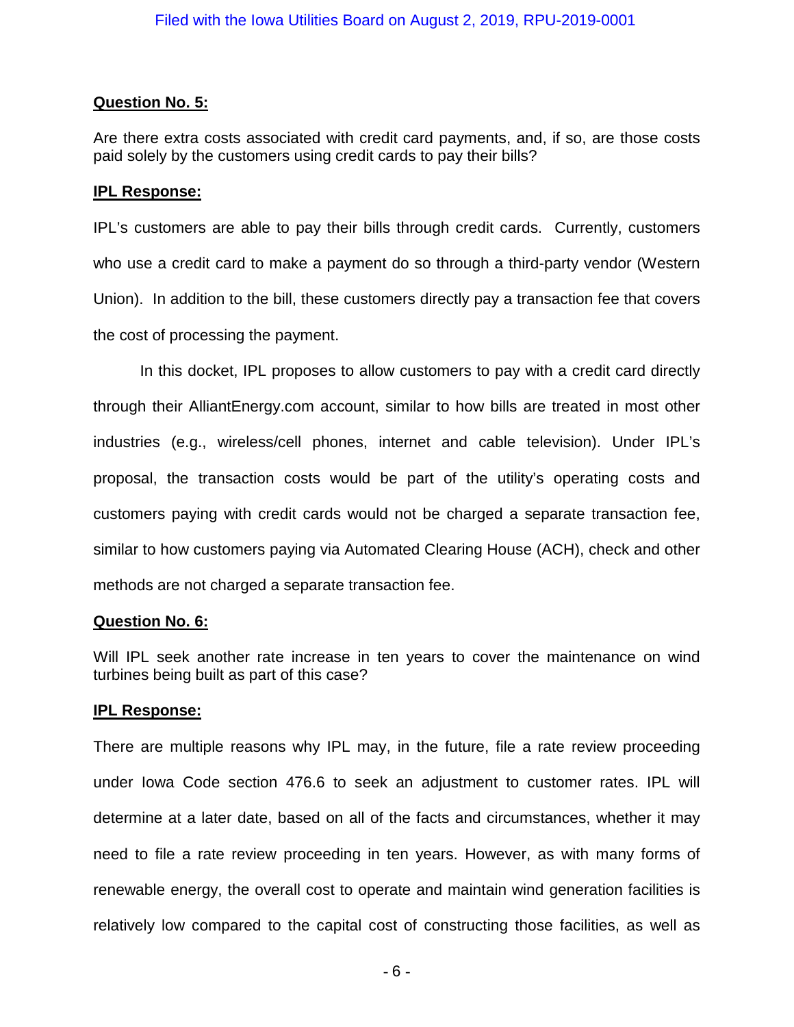**Question No. 5:**

Are there extra costs associated with credit card payments, and, if so, are those costs paid solely by the customers using credit cards to pay their bills?

**IPL Response:**

IPL's customers are able to pay their bills through credit cards. Currently, customers who use a credit card to make a payment do so through a third-party vendor (Western Union). In addition to the bill, these customers directly pay a transaction fee that covers the cost of processing the payment.

In this docket, IPL proposes to allow customers to pay with a credit card directly through their AlliantEnergy.com account, similar to how bills are treated in most other industries (e.g., wireless/cell phones, internet and cable television). Under IPL's proposal, the transaction costs would be part of the utility's operating costs and customers paying with credit cards would not be charged a separate transaction fee, similar to how customers paying via Automated Clearing House (ACH), check and other methods are not charged a separate transaction fee.

**Question No. 6:**

Will IPL seek another rate increase in ten years to cover the maintenance on wind turbines being built as part of this case?

**IPL Response:**

There are multiple reasons why IPL may, in the future, file a rate review proceeding under Iowa Code section 476.6 to seek an adjustment to customer rates. IPL will determine at a later date, based on all of the facts and circumstances, whether it may need to file a rate review proceeding in ten years. However, as with many forms of renewable energy, the overall cost to operate and maintain wind generation facilities is relatively low compared to the capital cost of constructing those facilities, as well as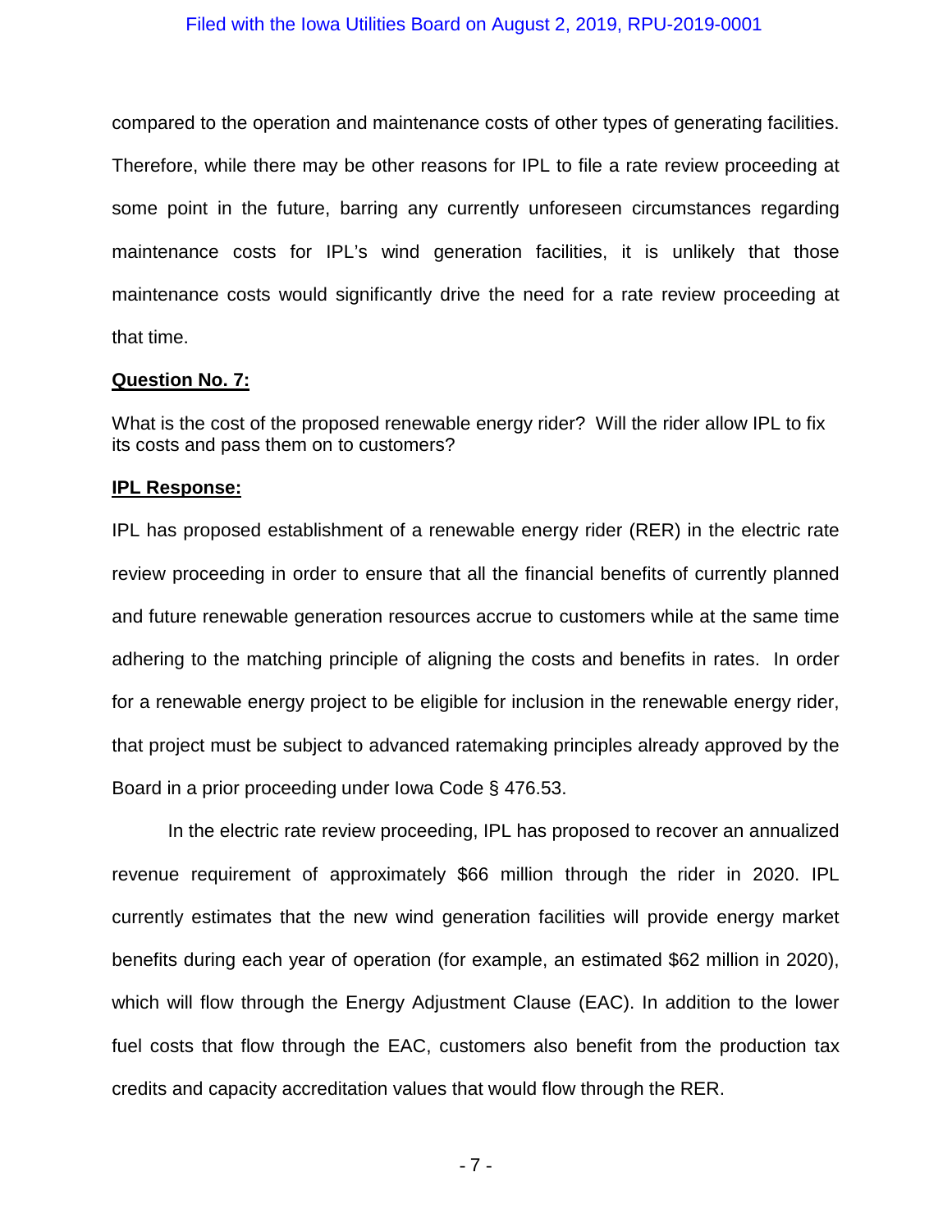compared to the operation and maintenance costs of other types of generating facilities. Therefore, while there may be other reasons for IPL to file a rate review proceeding at some point in the future, barring any currently unforeseen circumstances regarding maintenance costs for IPL's wind generation facilities, it is unlikely that those maintenance costs would significantly drive the need for a rate review proceeding at that time.

**Question No. 7:**

What is the cost of the proposed renewable energy rider? Will the rider allow IPL to fix its costs and pass them on to customers?

**IPL Response:**

IPL has proposed establishment of a renewable energy rider (RER) in the electric rate review proceeding in order to ensure that all the financial benefits of currently planned and future renewable generation resources accrue to customers while at the same time adhering to the matching principle of aligning the costs and benefits in rates. In order for a renewable energy project to be eligible for inclusion in the renewable energy rider, that project must be subject to advanced ratemaking principles already approved by the Board in a prior proceeding under Iowa Code § 476.53.

In the electric rate review proceeding, IPL has proposed to recover an annualized revenue requirement of approximately $66 million through the rider in 2020. IPL currently estimates that the new wind generation facilities will provide energy market benefits during each year of operation (for example, an estimated $62 million in 2020), which will flow through the Energy Adjustment Clause (EAC). In addition to the lower fuel costs that flow through the EAC, customers also benefit from the production tax credits and capacity accreditation values that would flow through the RER.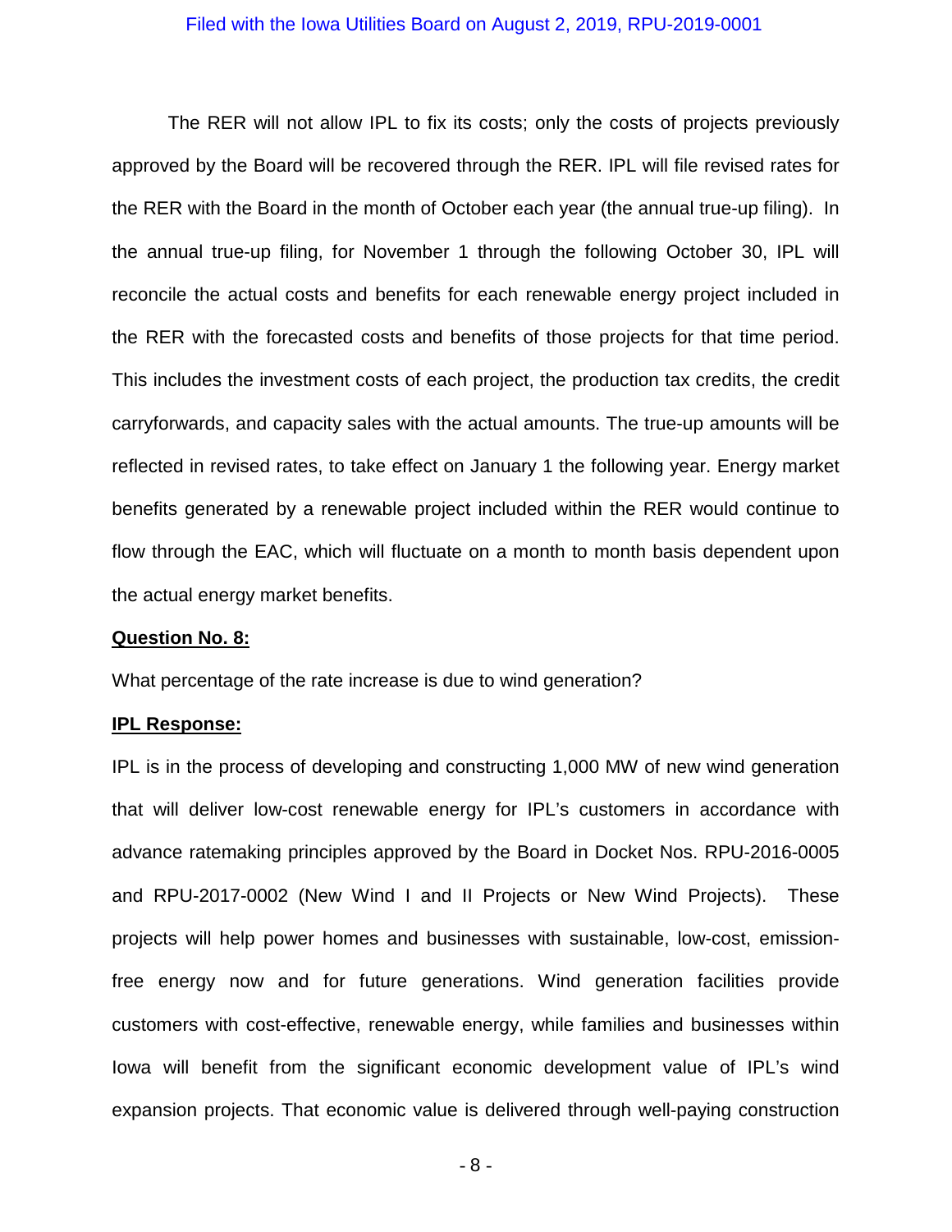The RER will not allow IPL to fix its costs; only the costs of projects previously approved by the Board will be recovered through the RER. IPL will file revised rates for the RER with the Board in the month of October each year (the annual true-up filing). In the annual true-up filing, for November 1 through the following October 30, IPL will reconcile the actual costs and benefits for each renewable energy project included in the RER with the forecasted costs and benefits of those projects for that time period. This includes the investment costs of each project, the production tax credits, the credit carryforwards, and capacity sales with the actual amounts. The true-up amounts will be reflected in revised rates, to take effect on January 1 the following year. Energy market benefits generated by a renewable project included within the RER would continue to flow through the EAC, which will fluctuate on a month to month basis dependent upon the actual energy market benefits.

**Question No. 8:**

What percentage of the rate increase is due to wind generation?

**IPL Response:**

IPL is in the process of developing and constructing 1,000 MW of new wind generation that will deliver low-cost renewable energy for IPL's customers in accordance with advance ratemaking principles approved by the Board in Docket Nos. RPU-2016-0005 and RPU-2017-0002 (New Wind I and II Projects or New Wind Projects). These projects will help power homes and businesses with sustainable, low-cost, emission-free energy now and for future generations. Wind generation facilities provide customers with cost-effective, renewable energy, while families and businesses within Iowa will benefit from the significant economic development value of IPL's wind expansion projects. That economic value is delivered through well-paying construction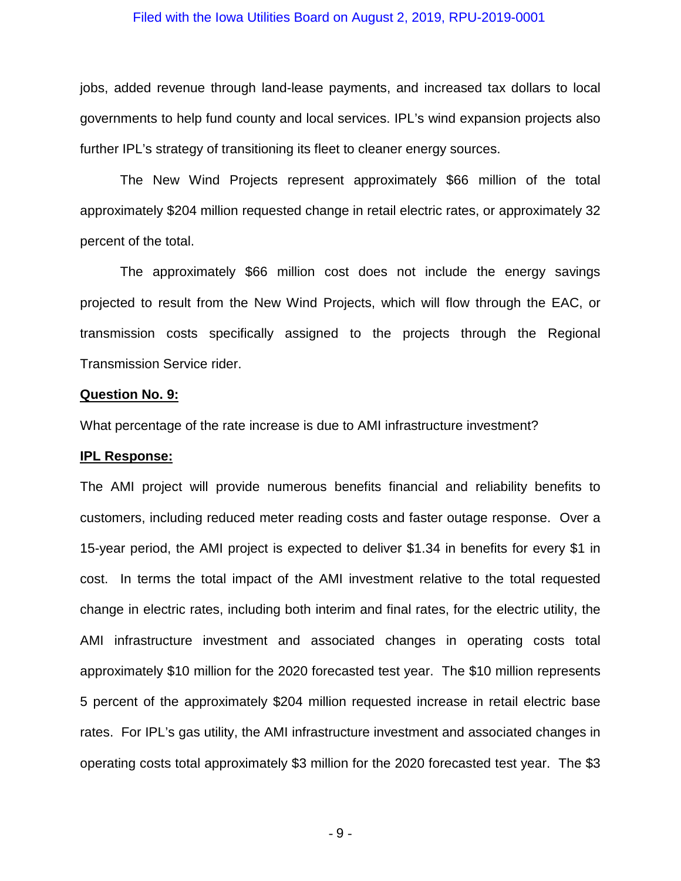jobs, added revenue through land-lease payments, and increased tax dollars to local governments to help fund county and local services. IPL's wind expansion projects also further IPL's strategy of transitioning its fleet to cleaner energy sources.

The New Wind Projects represent approximately $66 million of the total approximately $204 million requested change in retail electric rates, or approximately 32 percent of the total.

The approximately $66 million cost does not include the energy savings projected to result from the New Wind Projects, which will flow through the EAC, or transmission costs specifically assigned to the projects through the Regional Transmission Service rider.

**<u>Question No. 9:</u>**

What percentage of the rate increase is due to AMI infrastructure investment?

**<u>IPL Response:</u>**

The AMI project will provide numerous benefits financial and reliability benefits to customers, including reduced meter reading costs and faster outage response. Over a 15-year period, the AMI project is expected to deliver $1.34 in benefits for every $1 in cost. In terms the total impact of the AMI investment relative to the total requested change in electric rates, including both interim and final rates, for the electric utility, the AMI infrastructure investment and associated changes in operating costs total approximately $10 million for the 2020 forecasted test year. The $10 million represents 5 percent of the approximately $204 million requested increase in retail electric base rates. For IPL's gas utility, the AMI infrastructure investment and associated changes in operating costs total approximately $3 million for the 2020 forecasted test year. The $3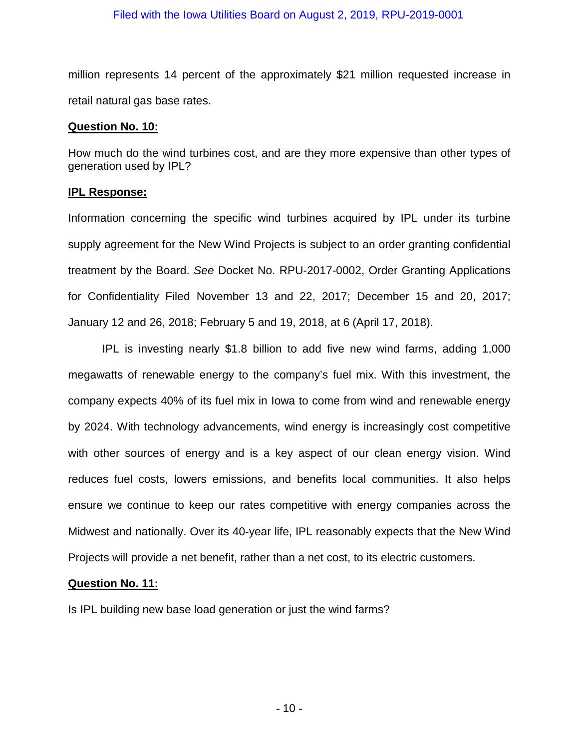million represents 14 percent of the approximately $21 million requested increase in retail natural gas base rates.

**<u>Question No. 10:</u>**

How much do the wind turbines cost, and are they more expensive than other types of generation used by IPL?

**<u>IPL Response:</u>**

Information concerning the specific wind turbines acquired by IPL under its turbine supply agreement for the New Wind Projects is subject to an order granting confidential treatment by the Board. *See* Docket No. RPU-2017-0002, Order Granting Applications for Confidentiality Filed November 13 and 22, 2017; December 15 and 20, 2017; January 12 and 26, 2018; February 5 and 19, 2018, at 6 (April 17, 2018).

IPL is investing nearly $1.8 billion to add five new wind farms, adding 1,000 megawatts of renewable energy to the company's fuel mix. With this investment, the company expects 40% of its fuel mix in Iowa to come from wind and renewable energy by 2024. With technology advancements, wind energy is increasingly cost competitive with other sources of energy and is a key aspect of our clean energy vision. Wind reduces fuel costs, lowers emissions, and benefits local communities. It also helps ensure we continue to keep our rates competitive with energy companies across the Midwest and nationally. Over its 40-year life, IPL reasonably expects that the New Wind Projects will provide a net benefit, rather than a net cost, to its electric customers.

**<u>Question No. 11:</u>**

Is IPL building new base load generation or just the wind farms?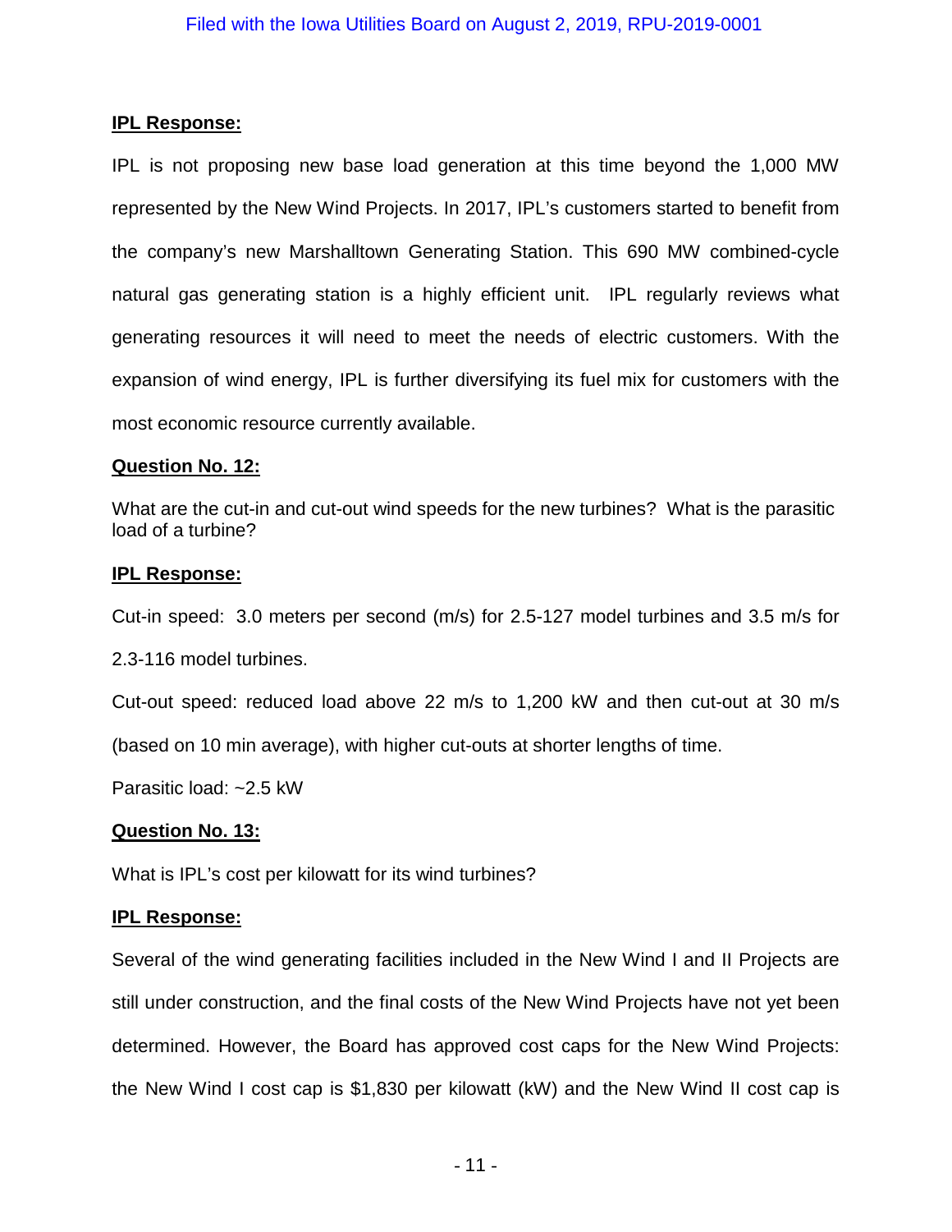**IPL Response:**

IPL is not proposing new base load generation at this time beyond the 1,000 MW represented by the New Wind Projects. In 2017, IPL's customers started to benefit from the company's new Marshalltown Generating Station. This 690 MW combined-cycle natural gas generating station is a highly efficient unit. IPL regularly reviews what generating resources it will need to meet the needs of electric customers. With the expansion of wind energy, IPL is further diversifying its fuel mix for customers with the most economic resource currently available.

**Question No. 12:**

What are the cut-in and cut-out wind speeds for the new turbines? What is the parasitic load of a turbine?

**IPL Response:**

Cut-in speed: 3.0 meters per second (m/s) for 2.5-127 model turbines and 3.5 m/s for 2.3-116 model turbines.

Cut-out speed: reduced load above 22 m/s to 1,200 kW and then cut-out at 30 m/s (based on 10 min average), with higher cut-outs at shorter lengths of time.

Parasitic load: ~2.5 kW

**Question No. 13:**

What is IPL's cost per kilowatt for its wind turbines?

**IPL Response:**

Several of the wind generating facilities included in the New Wind I and II Projects are still under construction, and the final costs of the New Wind Projects have not yet been determined. However, the Board has approved cost caps for the New Wind Projects: the New Wind I cost cap is $1,830 per kilowatt (kW) and the New Wind II cost cap is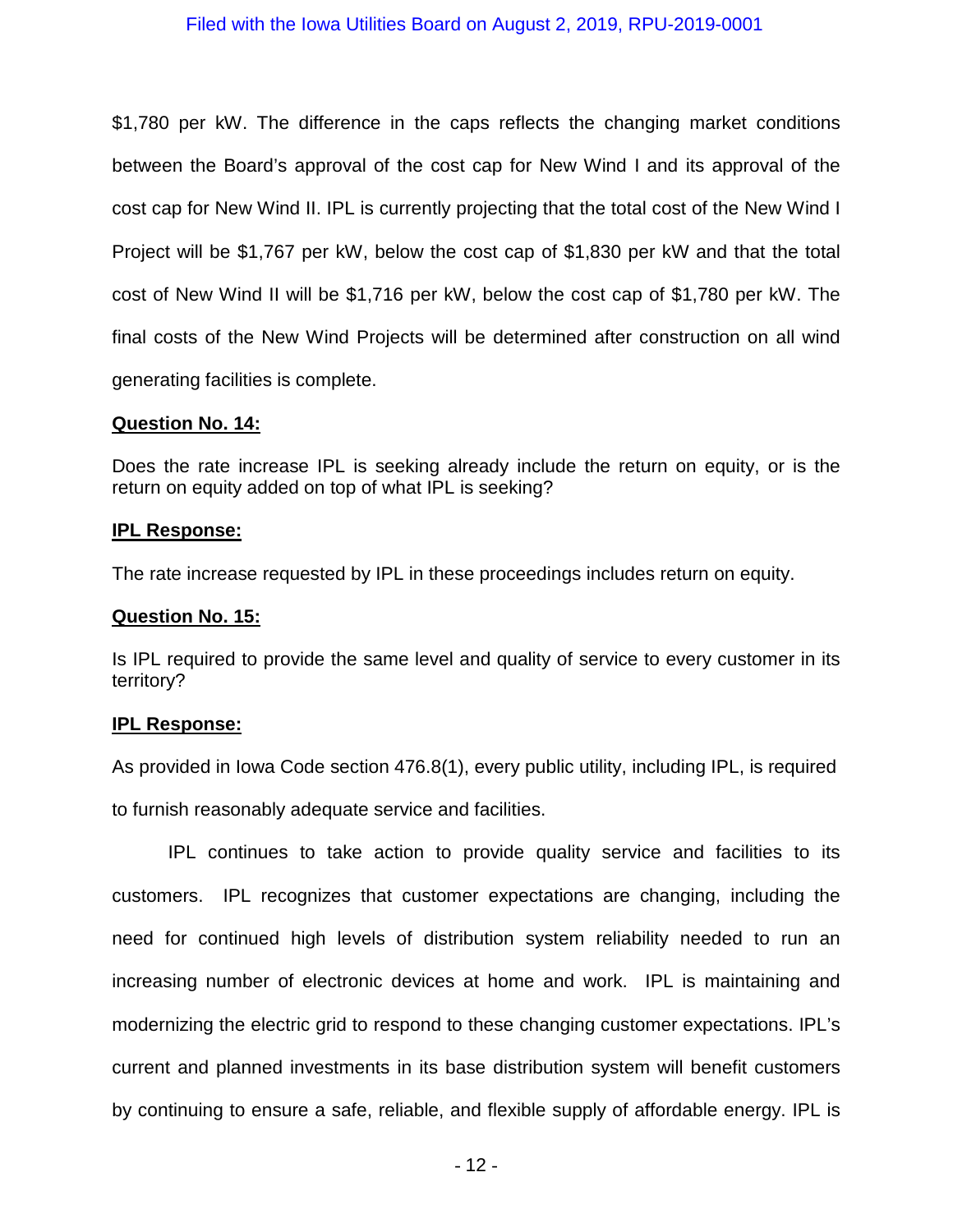$1,780 per kW. The difference in the caps reflects the changing market conditions between the Board's approval of the cost cap for New Wind I and its approval of the cost cap for New Wind II. IPL is currently projecting that the total cost of the New Wind I Project will be $1,767 per kW, below the cost cap of $1,830 per kW and that the total cost of New Wind II will be $1,716 per kW, below the cost cap of $1,780 per kW. The final costs of the New Wind Projects will be determined after construction on all wind generating facilities is complete.

**Question No. 14:**

Does the rate increase IPL is seeking already include the return on equity, or is the return on equity added on top of what IPL is seeking?

**IPL Response:**

The rate increase requested by IPL in these proceedings includes return on equity.

**Question No. 15:**

Is IPL required to provide the same level and quality of service to every customer in its territory?

**IPL Response:**

As provided in Iowa Code section 476.8(1), every public utility, including IPL, is required to furnish reasonably adequate service and facilities.

IPL continues to take action to provide quality service and facilities to its customers. IPL recognizes that customer expectations are changing, including the need for continued high levels of distribution system reliability needed to run an increasing number of electronic devices at home and work. IPL is maintaining and modernizing the electric grid to respond to these changing customer expectations. IPL's current and planned investments in its base distribution system will benefit customers by continuing to ensure a safe, reliable, and flexible supply of affordable energy. IPL is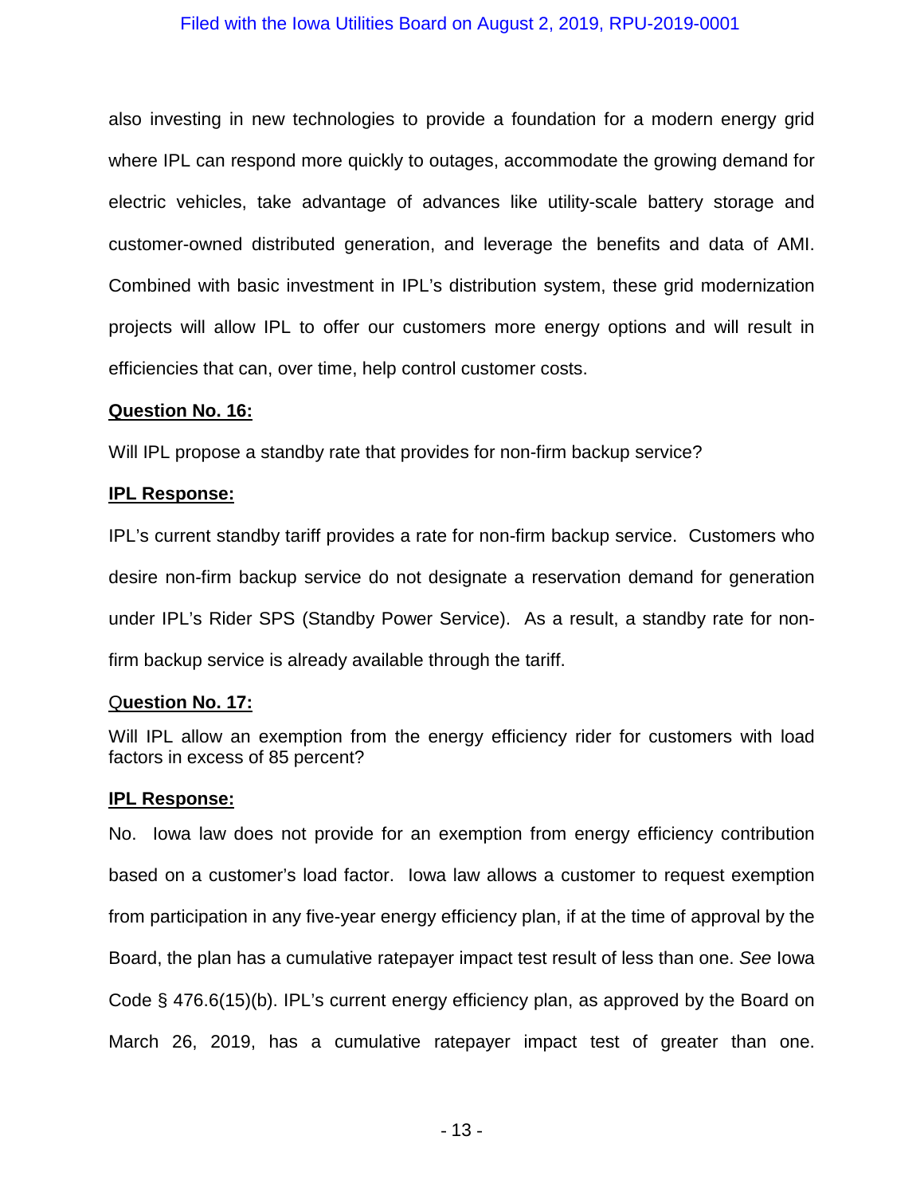also investing in new technologies to provide a foundation for a modern energy grid where IPL can respond more quickly to outages, accommodate the growing demand for electric vehicles, take advantage of advances like utility-scale battery storage and customer-owned distributed generation, and leverage the benefits and data of AMI. Combined with basic investment in IPL's distribution system, these grid modernization projects will allow IPL to offer our customers more energy options and will result in efficiencies that can, over time, help control customer costs.

**Question No. 16:**

Will IPL propose a standby rate that provides for non-firm backup service?

**IPL Response:**

IPL's current standby tariff provides a rate for non-firm backup service. Customers who desire non-firm backup service do not designate a reservation demand for generation under IPL's Rider SPS (Standby Power Service). As a result, a standby rate for non-firm backup service is already available through the tariff.

**Question No. 17:**

Will IPL allow an exemption from the energy efficiency rider for customers with load factors in excess of 85 percent?

**IPL Response:**

No. Iowa law does not provide for an exemption from energy efficiency contribution based on a customer's load factor. Iowa law allows a customer to request exemption from participation in any five-year energy efficiency plan, if at the time of approval by the Board, the plan has a cumulative ratepayer impact test result of less than one. *See* Iowa Code § 476.6(15)(b). IPL's current energy efficiency plan, as approved by the Board on March 26, 2019, has a cumulative ratepayer impact test of greater than one.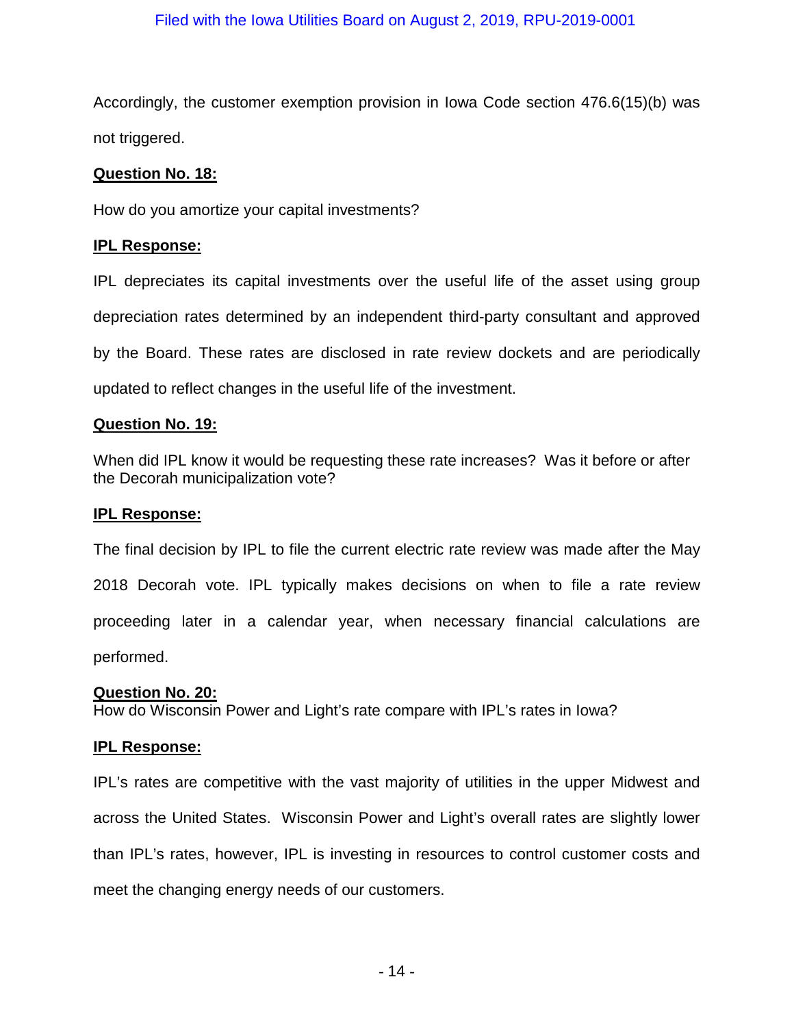Accordingly, the customer exemption provision in Iowa Code section 476.6(15)(b) was not triggered.

**Question No. 18:**

How do you amortize your capital investments?

**IPL Response:**

IPL depreciates its capital investments over the useful life of the asset using group depreciation rates determined by an independent third-party consultant and approved by the Board. These rates are disclosed in rate review dockets and are periodically updated to reflect changes in the useful life of the investment.

**Question No. 19:**

When did IPL know it would be requesting these rate increases? Was it before or after the Decorah municipalization vote?

**IPL Response:**

The final decision by IPL to file the current electric rate review was made after the May 2018 Decorah vote. IPL typically makes decisions on when to file a rate review proceeding later in a calendar year, when necessary financial calculations are performed.

**Question No. 20:**

How do Wisconsin Power and Light's rate compare with IPL's rates in Iowa?

**IPL Response:**

IPL's rates are competitive with the vast majority of utilities in the upper Midwest and across the United States. Wisconsin Power and Light's overall rates are slightly lower than IPL's rates, however, IPL is investing in resources to control customer costs and meet the changing energy needs of our customers.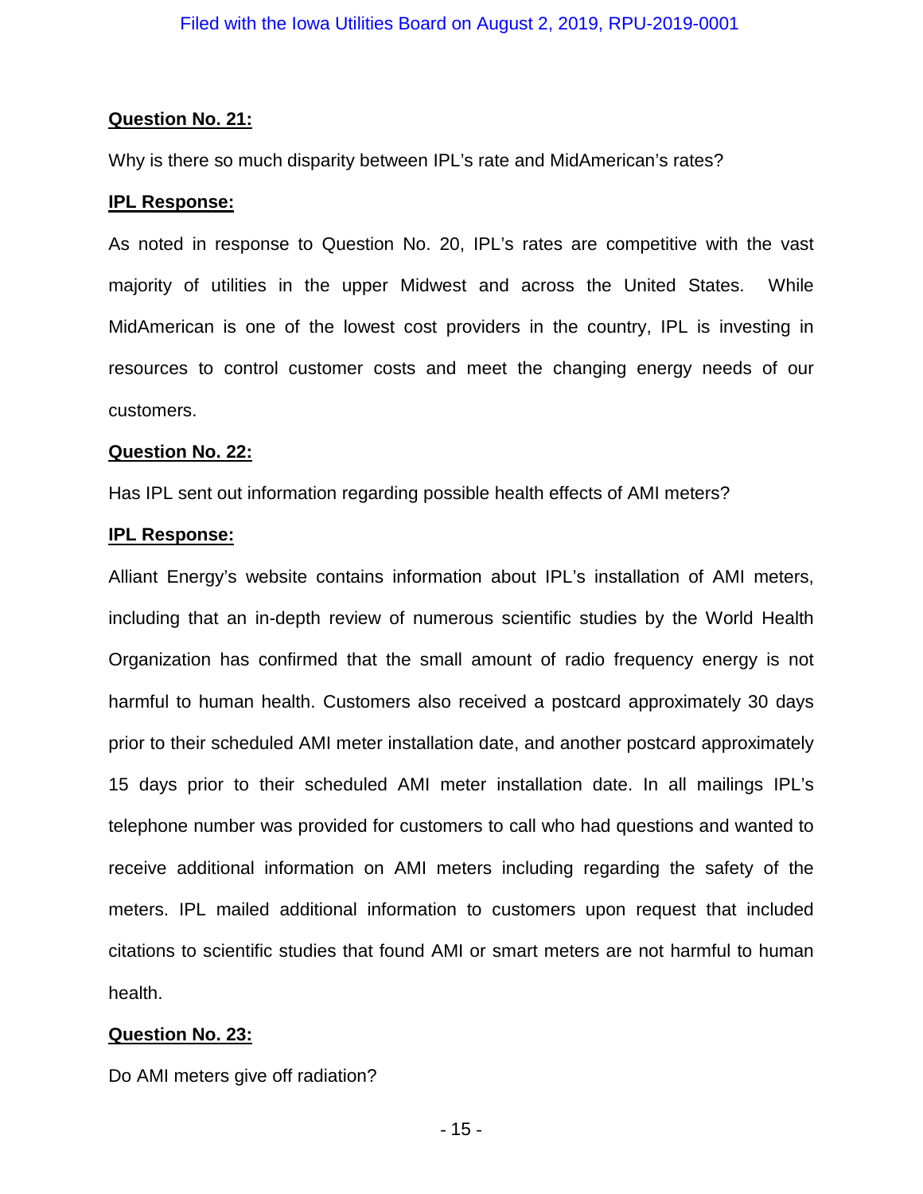**Question No. 21:**

Why is there so much disparity between IPL's rate and MidAmerican's rates?

**IPL Response:**

As noted in response to Question No. 20, IPL's rates are competitive with the vast majority of utilities in the upper Midwest and across the United States. While MidAmerican is one of the lowest cost providers in the country, IPL is investing in resources to control customer costs and meet the changing energy needs of our customers.

**Question No. 22:**

Has IPL sent out information regarding possible health effects of AMI meters?

**IPL Response:**

Alliant Energy's website contains information about IPL's installation of AMI meters, including that an in-depth review of numerous scientific studies by the World Health Organization has confirmed that the small amount of radio frequency energy is not harmful to human health. Customers also received a postcard approximately 30 days prior to their scheduled AMI meter installation date, and another postcard approximately 15 days prior to their scheduled AMI meter installation date. In all mailings IPL's telephone number was provided for customers to call who had questions and wanted to receive additional information on AMI meters including regarding the safety of the meters. IPL mailed additional information to customers upon request that included citations to scientific studies that found AMI or smart meters are not harmful to human health.

**Question No. 23:**

Do AMI meters give off radiation?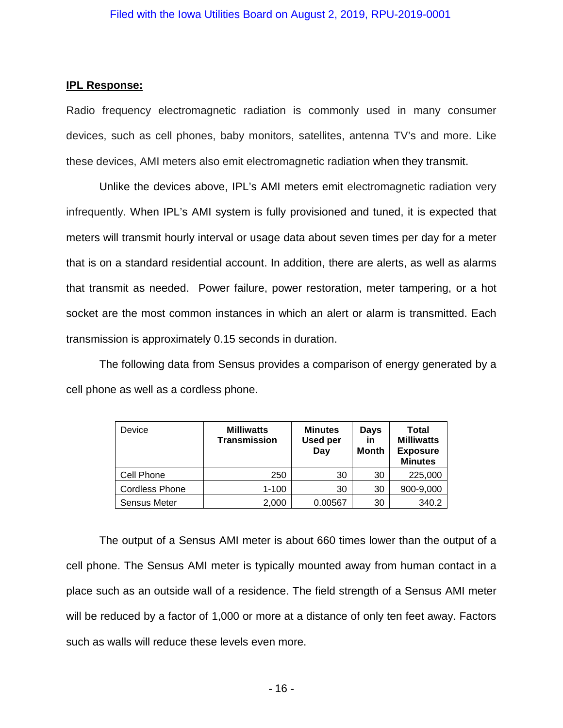**IPL Response:**

Radio frequency electromagnetic radiation is commonly used in many consumer devices, such as cell phones, baby monitors, satellites, antenna TV's and more. Like these devices, AMI meters also emit electromagnetic radiation when they transmit.

Unlike the devices above, IPL's AMI meters emit electromagnetic radiation very infrequently. When IPL's AMI system is fully provisioned and tuned, it is expected that meters will transmit hourly interval or usage data about seven times per day for a meter that is on a standard residential account. In addition, there are alerts, as well as alarms that transmit as needed. Power failure, power restoration, meter tampering, or a hot socket are the most common instances in which an alert or alarm is transmitted. Each transmission is approximately 0.15 seconds in duration.

The following data from Sensus provides a comparison of energy generated by a cell phone as well as a cordless phone.

| Device | Milliwatts Transmission | Minutes Used per Day | Days in Month | Total Milliwatts Exposure Minutes |
|---|---|---|---|---|
| Cell Phone | 250 | 30 | 30 | 225,000 |
| Cordless Phone | 1-100 | 30 | 30 | 900-9,000 |
| Sensus Meter | 2,000 | 0.00567 | 30 | 340.2 |

The output of a Sensus AMI meter is about 660 times lower than the output of a cell phone. The Sensus AMI meter is typically mounted away from human contact in a place such as an outside wall of a residence. The field strength of a Sensus AMI meter will be reduced by a factor of 1,000 or more at a distance of only ten feet away. Factors such as walls will reduce these levels even more.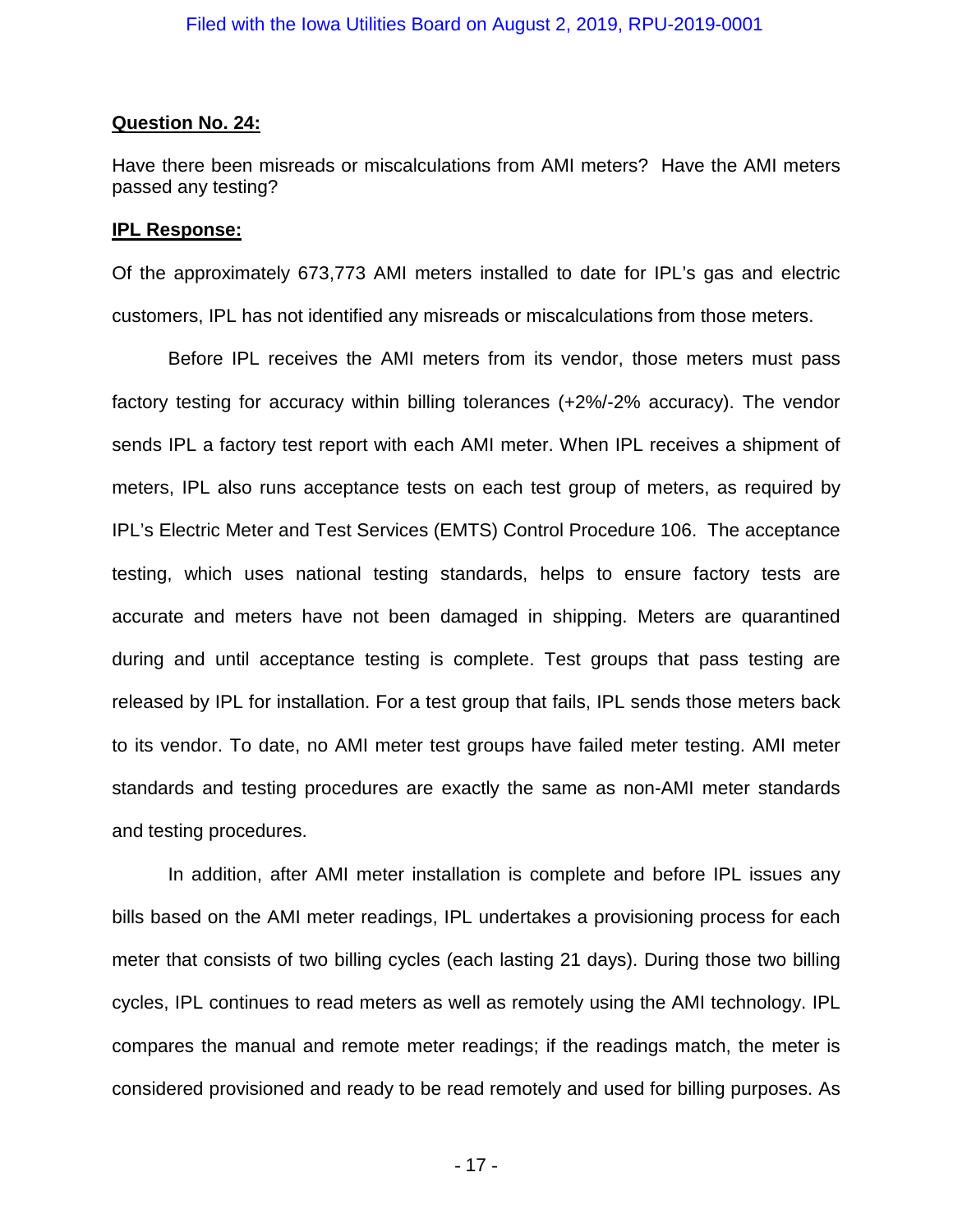**Question No. 24:**

Have there been misreads or miscalculations from AMI meters? Have the AMI meters passed any testing?

**IPL Response:**

Of the approximately 673,773 AMI meters installed to date for IPL's gas and electric customers, IPL has not identified any misreads or miscalculations from those meters.

Before IPL receives the AMI meters from its vendor, those meters must pass factory testing for accuracy within billing tolerances (+2%/-2% accuracy). The vendor sends IPL a factory test report with each AMI meter. When IPL receives a shipment of meters, IPL also runs acceptance tests on each test group of meters, as required by IPL's Electric Meter and Test Services (EMTS) Control Procedure 106. The acceptance testing, which uses national testing standards, helps to ensure factory tests are accurate and meters have not been damaged in shipping. Meters are quarantined during and until acceptance testing is complete. Test groups that pass testing are released by IPL for installation. For a test group that fails, IPL sends those meters back to its vendor. To date, no AMI meter test groups have failed meter testing. AMI meter standards and testing procedures are exactly the same as non-AMI meter standards and testing procedures.

In addition, after AMI meter installation is complete and before IPL issues any bills based on the AMI meter readings, IPL undertakes a provisioning process for each meter that consists of two billing cycles (each lasting 21 days). During those two billing cycles, IPL continues to read meters as well as remotely using the AMI technology. IPL compares the manual and remote meter readings; if the readings match, the meter is considered provisioned and ready to be read remotely and used for billing purposes. As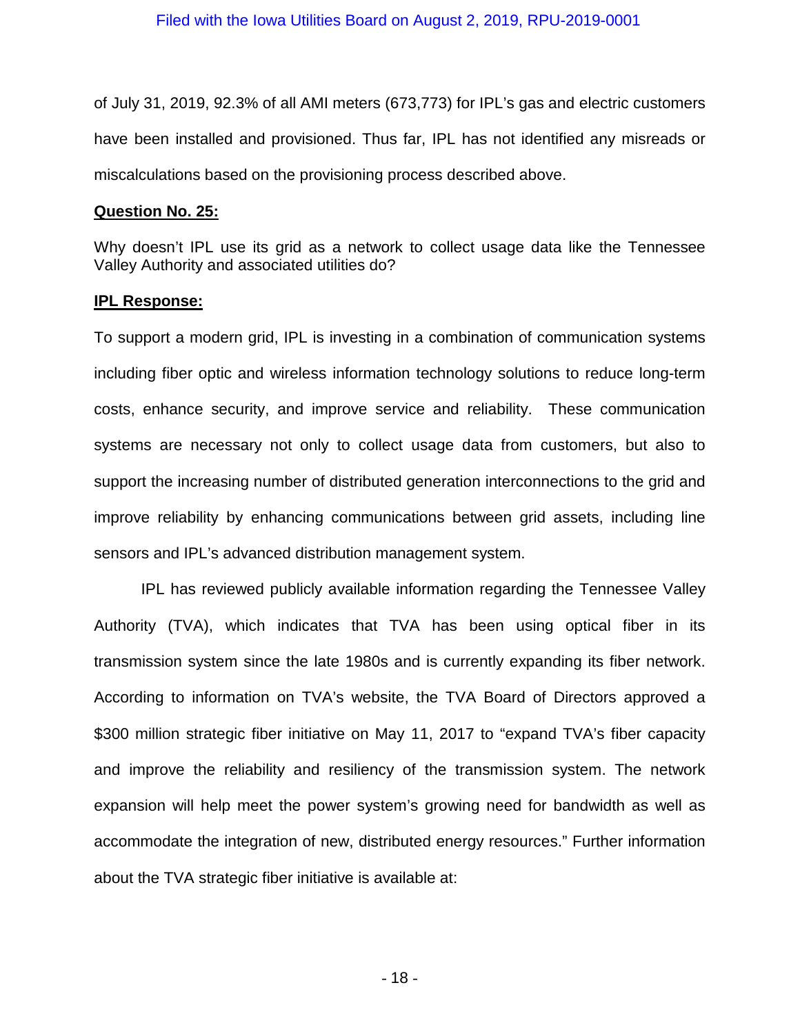of July 31, 2019, 92.3% of all AMI meters (673,773) for IPL's gas and electric customers have been installed and provisioned. Thus far, IPL has not identified any misreads or miscalculations based on the provisioning process described above.

**Question No. 25:**

Why doesn't IPL use its grid as a network to collect usage data like the Tennessee Valley Authority and associated utilities do?

**IPL Response:**

To support a modern grid, IPL is investing in a combination of communication systems including fiber optic and wireless information technology solutions to reduce long-term costs, enhance security, and improve service and reliability. These communication systems are necessary not only to collect usage data from customers, but also to support the increasing number of distributed generation interconnections to the grid and improve reliability by enhancing communications between grid assets, including line sensors and IPL's advanced distribution management system.

IPL has reviewed publicly available information regarding the Tennessee Valley Authority (TVA), which indicates that TVA has been using optical fiber in its transmission system since the late 1980s and is currently expanding its fiber network. According to information on TVA's website, the TVA Board of Directors approved a $300 million strategic fiber initiative on May 11, 2017 to "expand TVA's fiber capacity and improve the reliability and resiliency of the transmission system. The network expansion will help meet the power system's growing need for bandwidth as well as accommodate the integration of new, distributed energy resources." Further information about the TVA strategic fiber initiative is available at: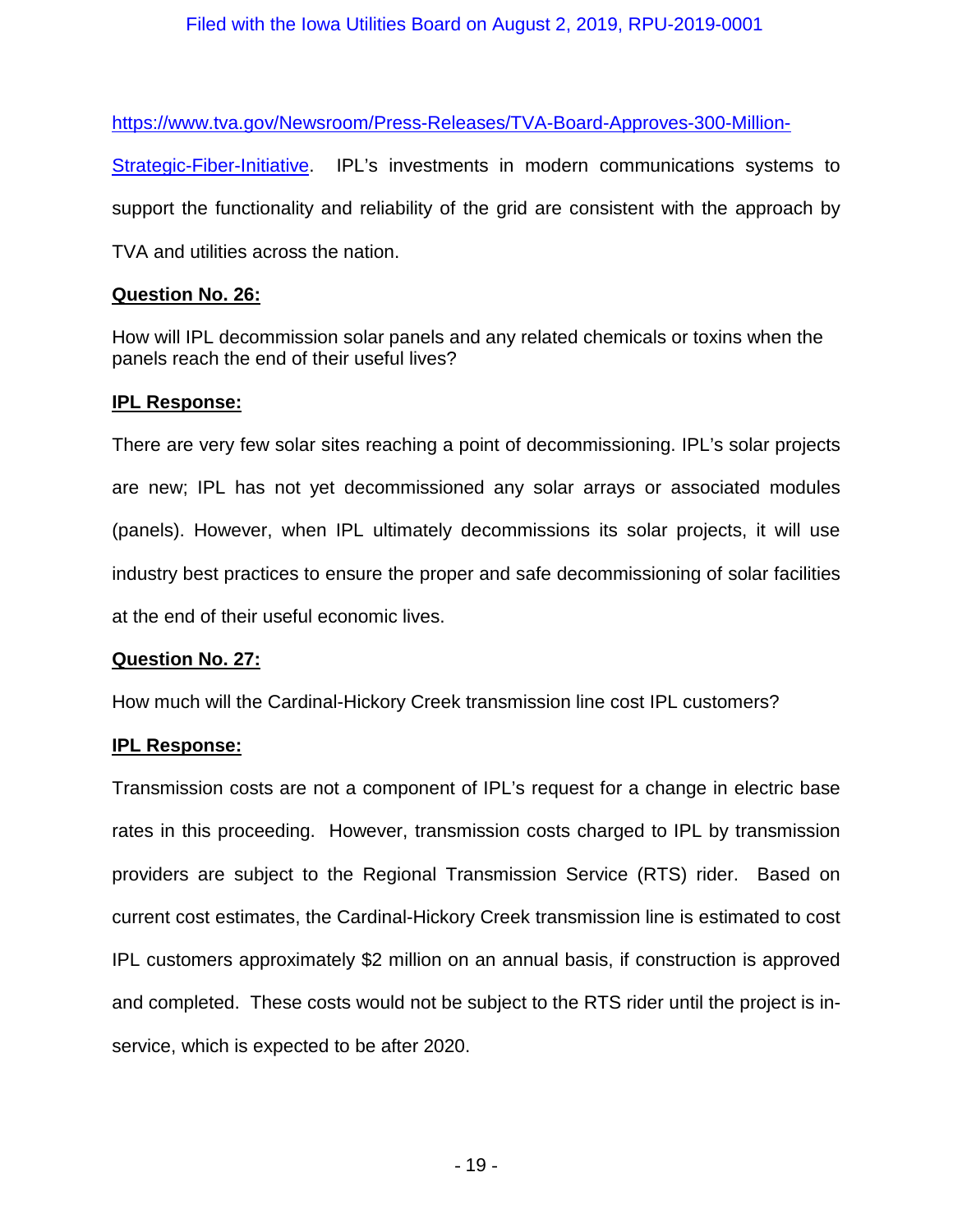https://www.tva.gov/Newsroom/Press-Releases/TVA-Board-Approves-300-Million-Strategic-Fiber-Initiative. IPL's investments in modern communications systems to support the functionality and reliability of the grid are consistent with the approach by TVA and utilities across the nation.

**Question No. 26:**

How will IPL decommission solar panels and any related chemicals or toxins when the panels reach the end of their useful lives?

**IPL Response:**

There are very few solar sites reaching a point of decommissioning. IPL's solar projects are new; IPL has not yet decommissioned any solar arrays or associated modules (panels). However, when IPL ultimately decommissions its solar projects, it will use industry best practices to ensure the proper and safe decommissioning of solar facilities at the end of their useful economic lives.

**Question No. 27:**

How much will the Cardinal-Hickory Creek transmission line cost IPL customers?

**IPL Response:**

Transmission costs are not a component of IPL's request for a change in electric base rates in this proceeding. However, transmission costs charged to IPL by transmission providers are subject to the Regional Transmission Service (RTS) rider. Based on current cost estimates, the Cardinal-Hickory Creek transmission line is estimated to cost IPL customers approximately $2 million on an annual basis, if construction is approved and completed. These costs would not be subject to the RTS rider until the project is in-service, which is expected to be after 2020.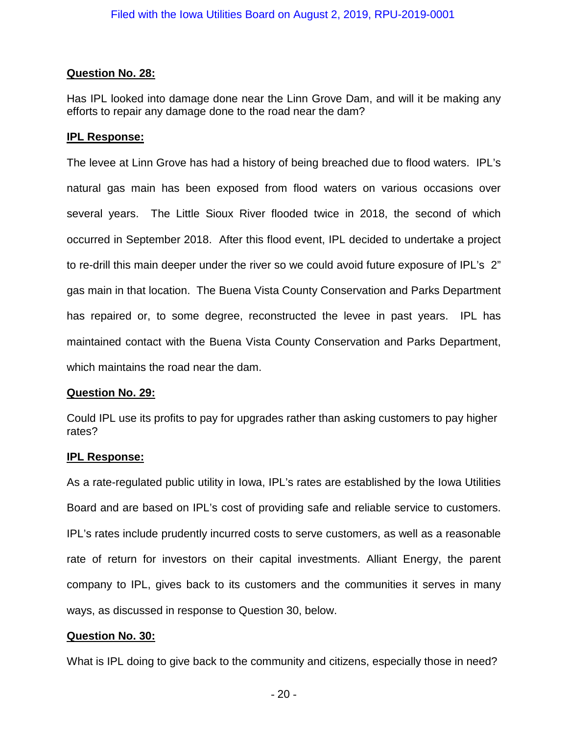**Question No. 28:**

Has IPL looked into damage done near the Linn Grove Dam, and will it be making any efforts to repair any damage done to the road near the dam?

**IPL Response:**

The levee at Linn Grove has had a history of being breached due to flood waters. IPL's natural gas main has been exposed from flood waters on various occasions over several years. The Little Sioux River flooded twice in 2018, the second of which occurred in September 2018. After this flood event, IPL decided to undertake a project to re-drill this main deeper under the river so we could avoid future exposure of IPL's 2" gas main in that location. The Buena Vista County Conservation and Parks Department has repaired or, to some degree, reconstructed the levee in past years. IPL has maintained contact with the Buena Vista County Conservation and Parks Department, which maintains the road near the dam.

**Question No. 29:**

Could IPL use its profits to pay for upgrades rather than asking customers to pay higher rates?

**IPL Response:**

As a rate-regulated public utility in Iowa, IPL's rates are established by the Iowa Utilities Board and are based on IPL's cost of providing safe and reliable service to customers. IPL's rates include prudently incurred costs to serve customers, as well as a reasonable rate of return for investors on their capital investments. Alliant Energy, the parent company to IPL, gives back to its customers and the communities it serves in many ways, as discussed in response to Question 30, below.

**Question No. 30:**

What is IPL doing to give back to the community and citizens, especially those in need?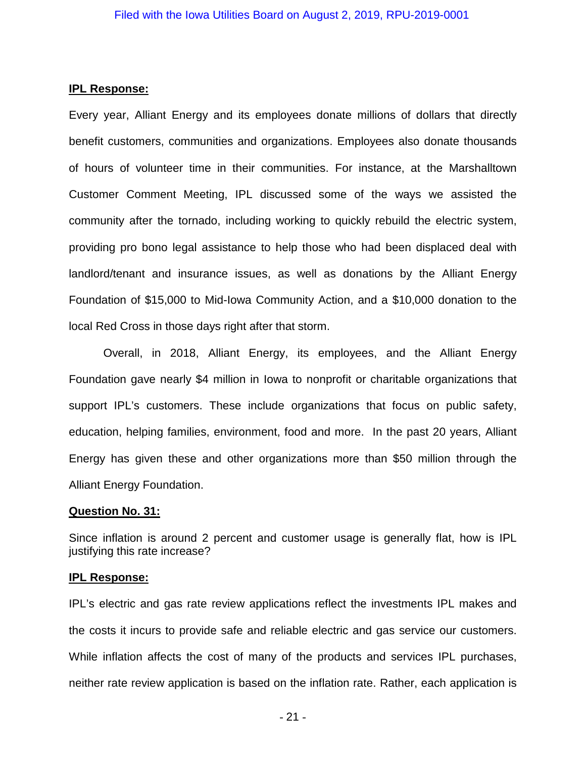**IPL Response:**

Every year, Alliant Energy and its employees donate millions of dollars that directly benefit customers, communities and organizations. Employees also donate thousands of hours of volunteer time in their communities. For instance, at the Marshalltown Customer Comment Meeting, IPL discussed some of the ways we assisted the community after the tornado, including working to quickly rebuild the electric system, providing pro bono legal assistance to help those who had been displaced deal with landlord/tenant and insurance issues, as well as donations by the Alliant Energy Foundation of $15,000 to Mid-Iowa Community Action, and a $10,000 donation to the local Red Cross in those days right after that storm.

Overall, in 2018, Alliant Energy, its employees, and the Alliant Energy Foundation gave nearly $4 million in Iowa to nonprofit or charitable organizations that support IPL's customers. These include organizations that focus on public safety, education, helping families, environment, food and more. In the past 20 years, Alliant Energy has given these and other organizations more than $50 million through the Alliant Energy Foundation.

**Question No. 31:**

Since inflation is around 2 percent and customer usage is generally flat, how is IPL justifying this rate increase?

**IPL Response:**

IPL's electric and gas rate review applications reflect the investments IPL makes and the costs it incurs to provide safe and reliable electric and gas service our customers. While inflation affects the cost of many of the products and services IPL purchases, neither rate review application is based on the inflation rate. Rather, each application is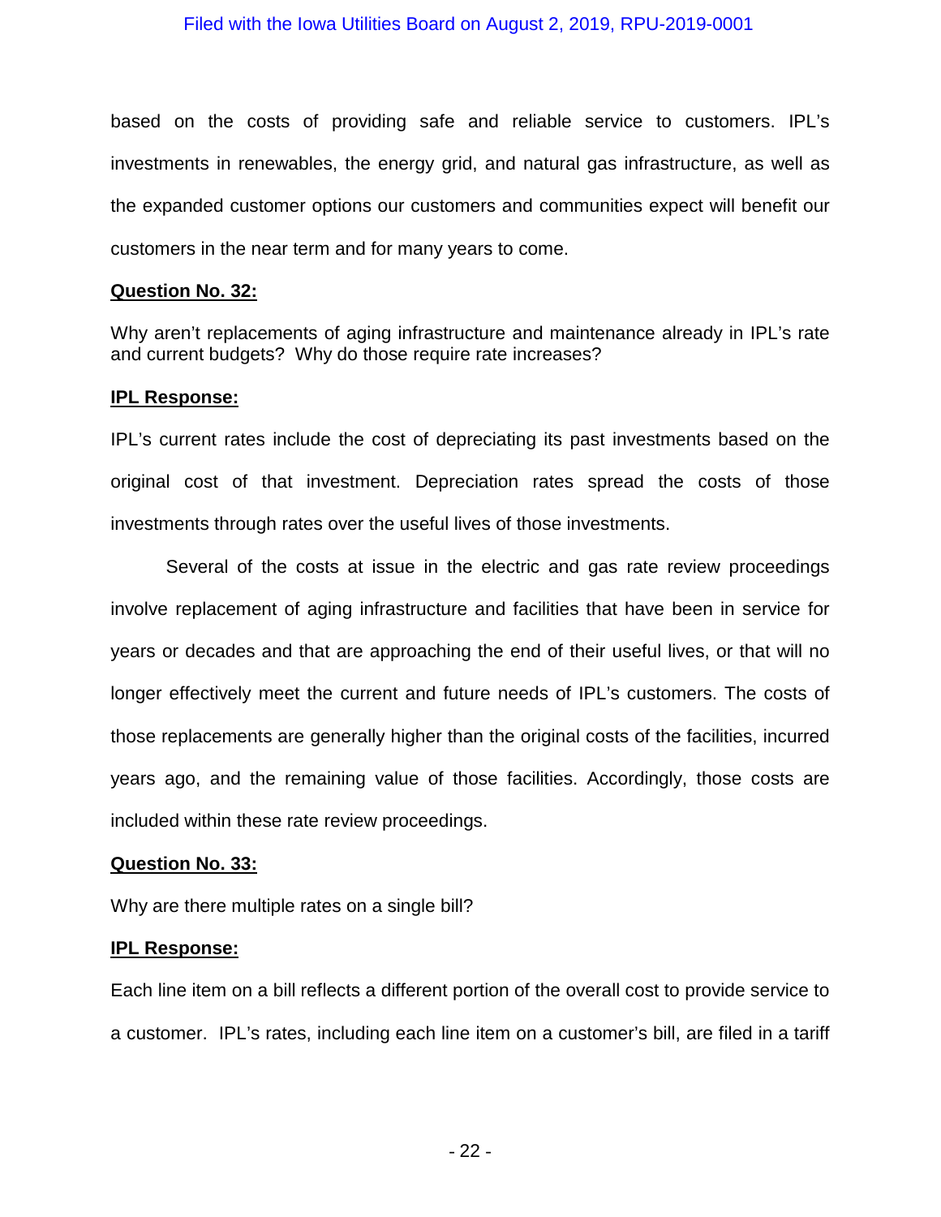based on the costs of providing safe and reliable service to customers. IPL's investments in renewables, the energy grid, and natural gas infrastructure, as well as the expanded customer options our customers and communities expect will benefit our customers in the near term and for many years to come.

**Question No. 32:**

Why aren't replacements of aging infrastructure and maintenance already in IPL's rate and current budgets? Why do those require rate increases?

**IPL Response:**

IPL's current rates include the cost of depreciating its past investments based on the original cost of that investment. Depreciation rates spread the costs of those investments through rates over the useful lives of those investments.

Several of the costs at issue in the electric and gas rate review proceedings involve replacement of aging infrastructure and facilities that have been in service for years or decades and that are approaching the end of their useful lives, or that will no longer effectively meet the current and future needs of IPL's customers. The costs of those replacements are generally higher than the original costs of the facilities, incurred years ago, and the remaining value of those facilities. Accordingly, those costs are included within these rate review proceedings.

**Question No. 33:**

Why are there multiple rates on a single bill?

**IPL Response:**

Each line item on a bill reflects a different portion of the overall cost to provide service to a customer. IPL's rates, including each line item on a customer's bill, are filed in a tariff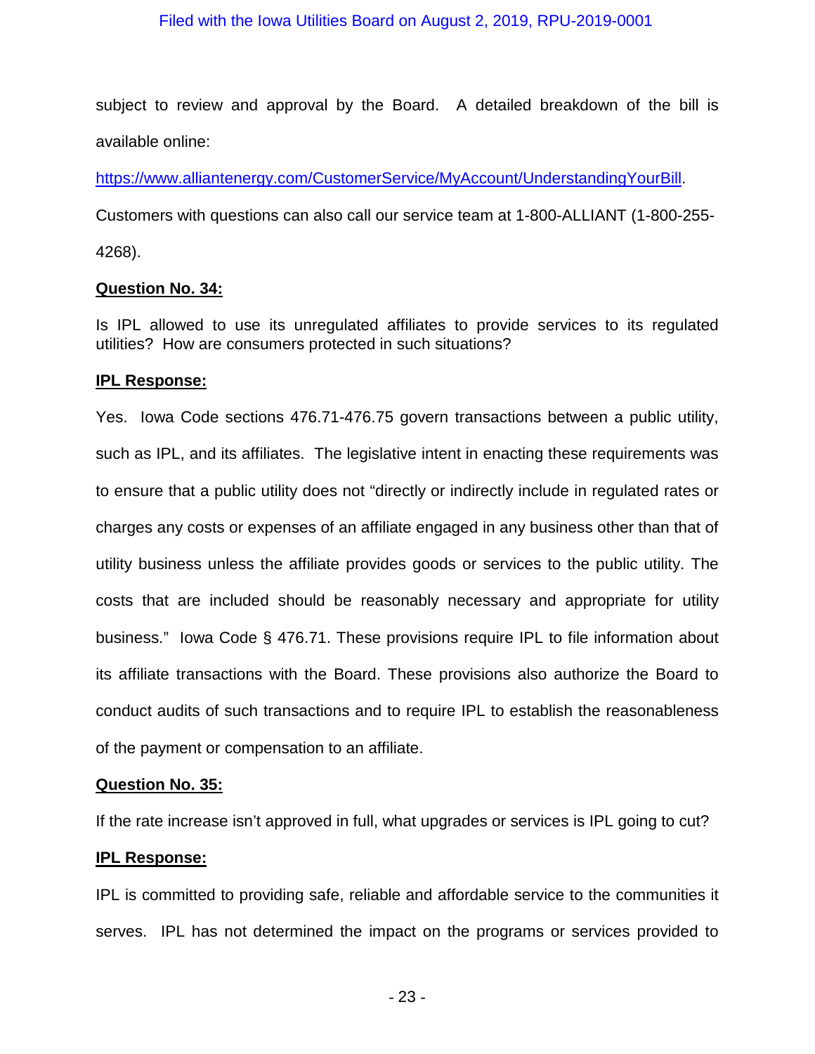subject to review and approval by the Board. A detailed breakdown of the bill is available online:

https://www.alliantenergy.com/CustomerService/MyAccount/UnderstandingYourBill.

Customers with questions can also call our service team at 1-800-ALLIANT (1-800-255-4268).

**Question No. 34:**

Is IPL allowed to use its unregulated affiliates to provide services to its regulated utilities? How are consumers protected in such situations?

**IPL Response:**

Yes. Iowa Code sections 476.71-476.75 govern transactions between a public utility, such as IPL, and its affiliates. The legislative intent in enacting these requirements was to ensure that a public utility does not "directly or indirectly include in regulated rates or charges any costs or expenses of an affiliate engaged in any business other than that of utility business unless the affiliate provides goods or services to the public utility. The costs that are included should be reasonably necessary and appropriate for utility business." Iowa Code § 476.71. These provisions require IPL to file information about its affiliate transactions with the Board. These provisions also authorize the Board to conduct audits of such transactions and to require IPL to establish the reasonableness of the payment or compensation to an affiliate.

**Question No. 35:**

If the rate increase isn't approved in full, what upgrades or services is IPL going to cut?

**IPL Response:**

IPL is committed to providing safe, reliable and affordable service to the communities it serves. IPL has not determined the impact on the programs or services provided to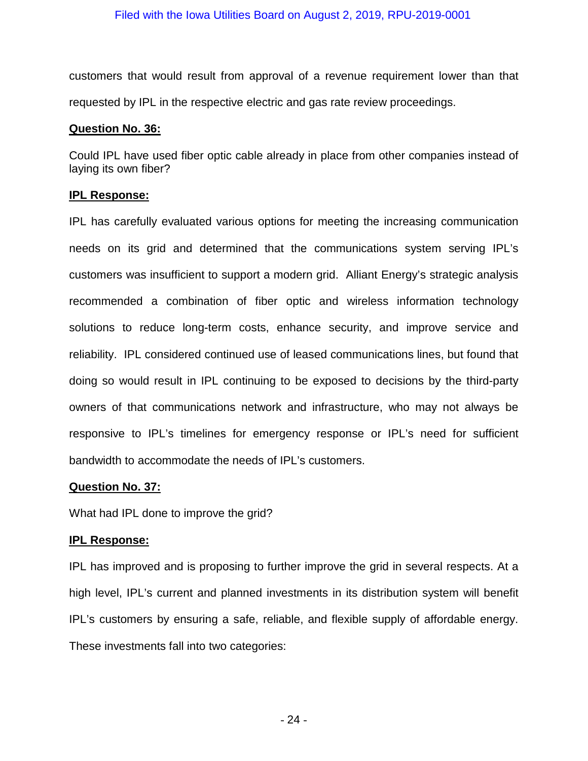customers that would result from approval of a revenue requirement lower than that requested by IPL in the respective electric and gas rate review proceedings.

**<u>Question No. 36:</u>**

Could IPL have used fiber optic cable already in place from other companies instead of laying its own fiber?

**<u>IPL Response:</u>**

IPL has carefully evaluated various options for meeting the increasing communication needs on its grid and determined that the communications system serving IPL's customers was insufficient to support a modern grid. Alliant Energy's strategic analysis recommended a combination of fiber optic and wireless information technology solutions to reduce long-term costs, enhance security, and improve service and reliability. IPL considered continued use of leased communications lines, but found that doing so would result in IPL continuing to be exposed to decisions by the third-party owners of that communications network and infrastructure, who may not always be responsive to IPL's timelines for emergency response or IPL's need for sufficient bandwidth to accommodate the needs of IPL's customers.

**<u>Question No. 37:</u>**

What had IPL done to improve the grid?

**<u>IPL Response:</u>**

IPL has improved and is proposing to further improve the grid in several respects. At a high level, IPL's current and planned investments in its distribution system will benefit IPL's customers by ensuring a safe, reliable, and flexible supply of affordable energy. These investments fall into two categories: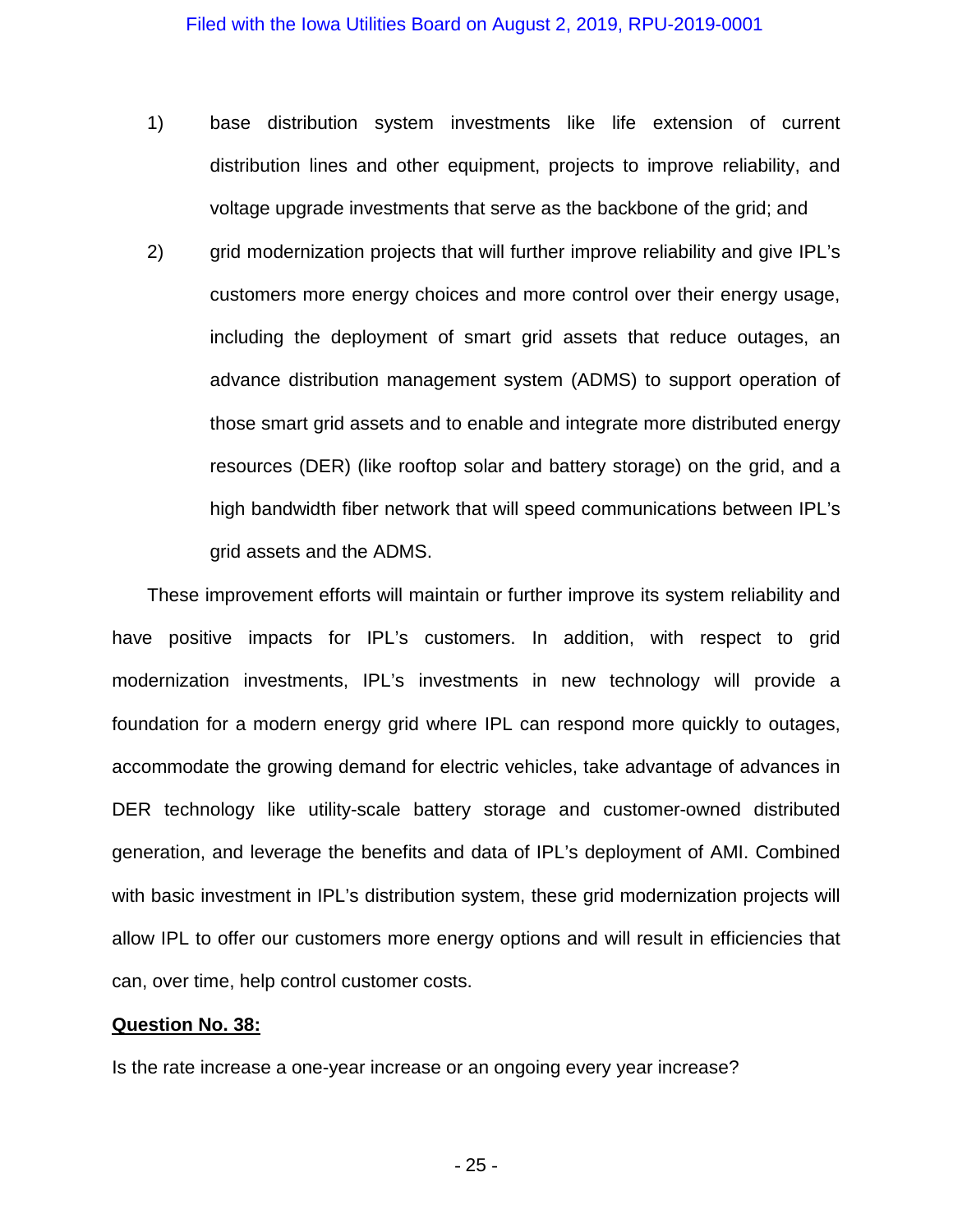1) base distribution system investments like life extension of current distribution lines and other equipment, projects to improve reliability, and voltage upgrade investments that serve as the backbone of the grid; and

2) grid modernization projects that will further improve reliability and give IPL's customers more energy choices and more control over their energy usage, including the deployment of smart grid assets that reduce outages, an advance distribution management system (ADMS) to support operation of those smart grid assets and to enable and integrate more distributed energy resources (DER) (like rooftop solar and battery storage) on the grid, and a high bandwidth fiber network that will speed communications between IPL's grid assets and the ADMS.

These improvement efforts will maintain or further improve its system reliability and have positive impacts for IPL's customers. In addition, with respect to grid modernization investments, IPL's investments in new technology will provide a foundation for a modern energy grid where IPL can respond more quickly to outages, accommodate the growing demand for electric vehicles, take advantage of advances in DER technology like utility-scale battery storage and customer-owned distributed generation, and leverage the benefits and data of IPL's deployment of AMI. Combined with basic investment in IPL's distribution system, these grid modernization projects will allow IPL to offer our customers more energy options and will result in efficiencies that can, over time, help control customer costs.

**<u>Question No. 38:</u>**

Is the rate increase a one-year increase or an ongoing every year increase?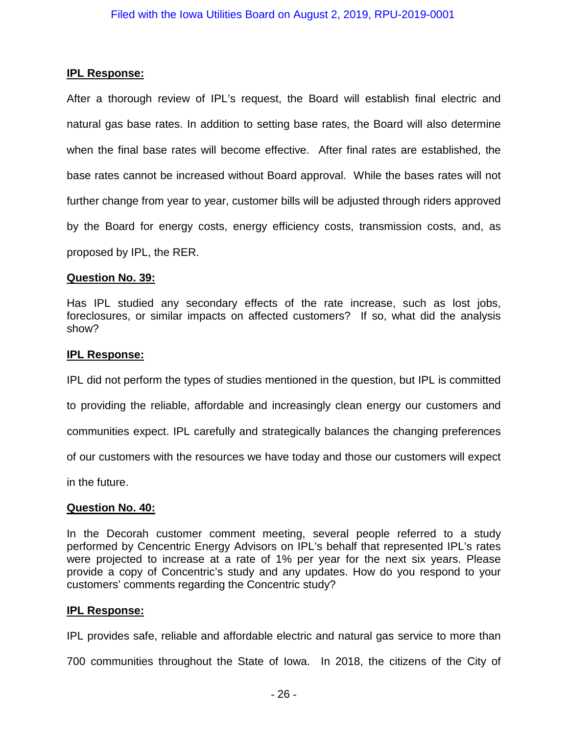**IPL Response:**

After a thorough review of IPL's request, the Board will establish final electric and natural gas base rates. In addition to setting base rates, the Board will also determine when the final base rates will become effective. After final rates are established, the base rates cannot be increased without Board approval. While the bases rates will not further change from year to year, customer bills will be adjusted through riders approved by the Board for energy costs, energy efficiency costs, transmission costs, and, as proposed by IPL, the RER.

**Question No. 39:**

Has IPL studied any secondary effects of the rate increase, such as lost jobs, foreclosures, or similar impacts on affected customers? If so, what did the analysis show?

**IPL Response:**

IPL did not perform the types of studies mentioned in the question, but IPL is committed to providing the reliable, affordable and increasingly clean energy our customers and communities expect. IPL carefully and strategically balances the changing preferences of our customers with the resources we have today and those our customers will expect in the future.

**Question No. 40:**

In the Decorah customer comment meeting, several people referred to a study performed by Cencentric Energy Advisors on IPL's behalf that represented IPL's rates were projected to increase at a rate of 1% per year for the next six years. Please provide a copy of Concentric's study and any updates. How do you respond to your customers' comments regarding the Concentric study?

**IPL Response:**

IPL provides safe, reliable and affordable electric and natural gas service to more than 700 communities throughout the State of Iowa. In 2018, the citizens of the City of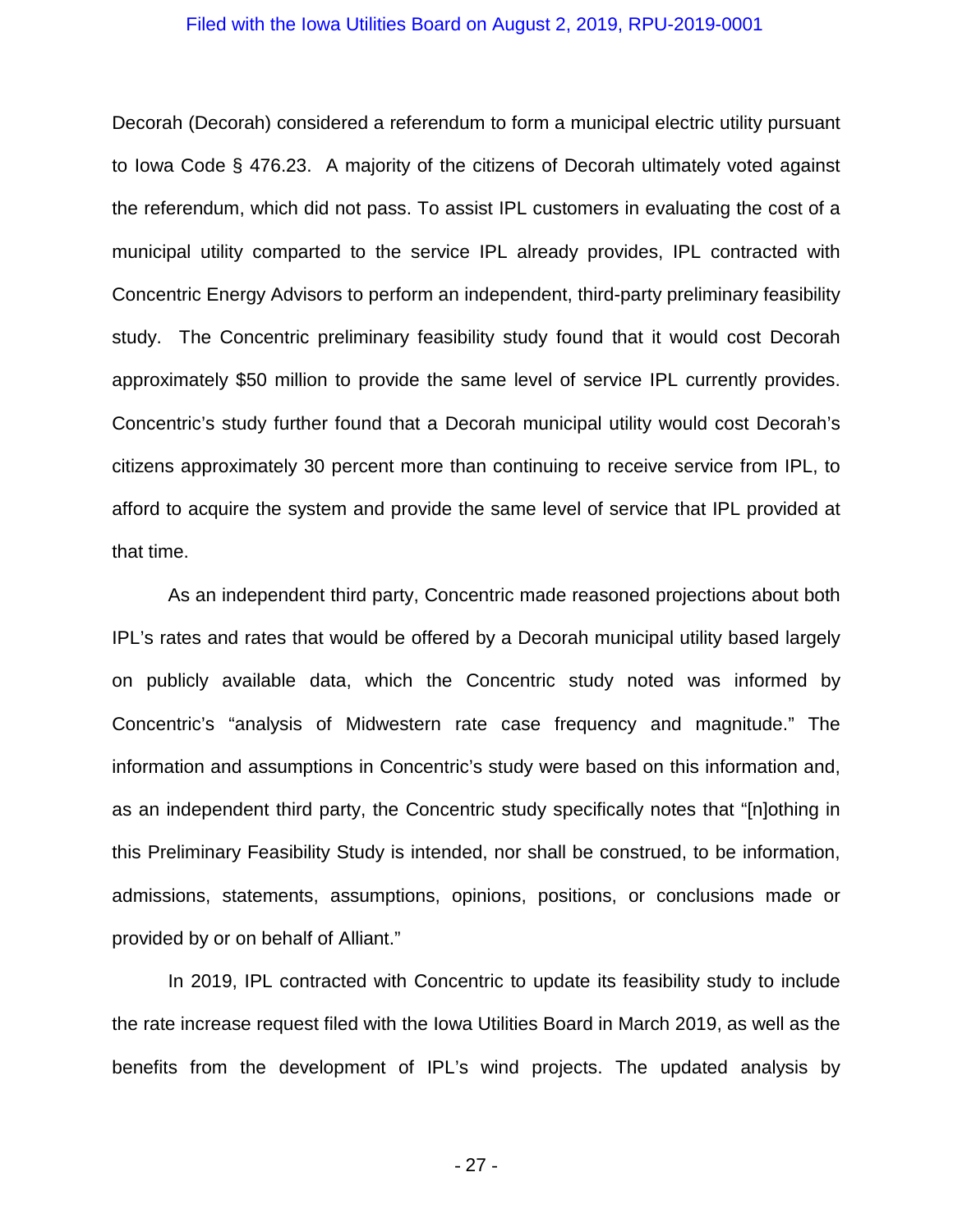Decorah (Decorah) considered a referendum to form a municipal electric utility pursuant to Iowa Code § 476.23. A majority of the citizens of Decorah ultimately voted against the referendum, which did not pass. To assist IPL customers in evaluating the cost of a municipal utility comparted to the service IPL already provides, IPL contracted with Concentric Energy Advisors to perform an independent, third-party preliminary feasibility study. The Concentric preliminary feasibility study found that it would cost Decorah approximately $50 million to provide the same level of service IPL currently provides. Concentric's study further found that a Decorah municipal utility would cost Decorah's citizens approximately 30 percent more than continuing to receive service from IPL, to afford to acquire the system and provide the same level of service that IPL provided at that time.

As an independent third party, Concentric made reasoned projections about both IPL's rates and rates that would be offered by a Decorah municipal utility based largely on publicly available data, which the Concentric study noted was informed by Concentric's "analysis of Midwestern rate case frequency and magnitude." The information and assumptions in Concentric's study were based on this information and, as an independent third party, the Concentric study specifically notes that "[n]othing in this Preliminary Feasibility Study is intended, nor shall be construed, to be information, admissions, statements, assumptions, opinions, positions, or conclusions made or provided by or on behalf of Alliant."

In 2019, IPL contracted with Concentric to update its feasibility study to include the rate increase request filed with the Iowa Utilities Board in March 2019, as well as the benefits from the development of IPL's wind projects. The updated analysis by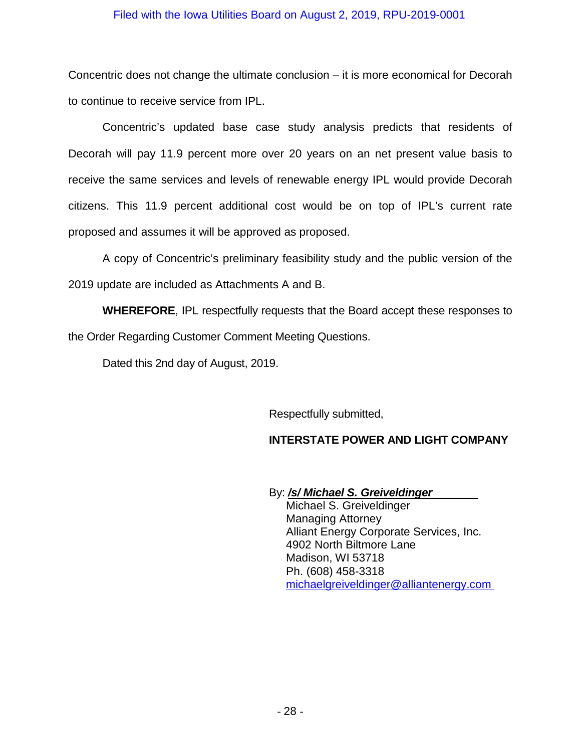Concentric does not change the ultimate conclusion – it is more economical for Decorah to continue to receive service from IPL.

Concentric's updated base case study analysis predicts that residents of Decorah will pay 11.9 percent more over 20 years on an net present value basis to receive the same services and levels of renewable energy IPL would provide Decorah citizens. This 11.9 percent additional cost would be on top of IPL's current rate proposed and assumes it will be approved as proposed.

A copy of Concentric's preliminary feasibility study and the public version of the 2019 update are included as Attachments A and B.

**WHEREFORE**, IPL respectfully requests that the Board accept these responses to the Order Regarding Customer Comment Meeting Questions.

Dated this 2nd day of August, 2019.

Respectfully submitted,

**INTERSTATE POWER AND LIGHT COMPANY**

By: ***/s/ Michael S. Greiveldinger***
Michael S. Greiveldinger
Managing Attorney
Alliant Energy Corporate Services, Inc.
4902 North Biltmore Lane
Madison, WI 53718
Ph. (608) 458-3318
michaelgreiveldinger@alliantenergy.com